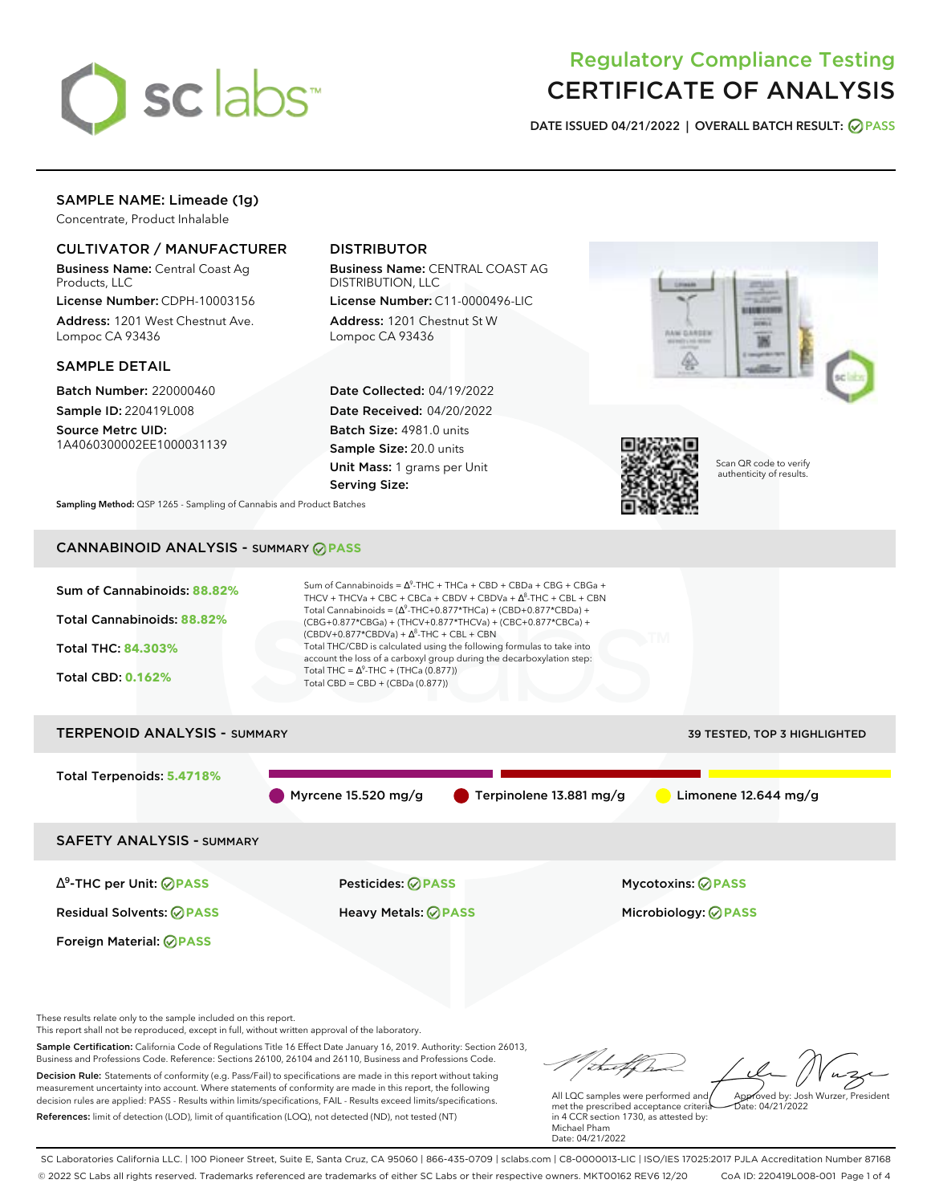# Regulatory Compliance Testing
# CERTIFICATE OF ANALYSIS

**DATE ISSUED 04/21/2022 | OVERALL BATCH RESULT: PASS**

## SAMPLE NAME: Limeade (1g)

Concentrate, Product Inhalable

### CULTIVATOR / MANUFACTURER

**Business Name:** Central Coast Ag Products, LLC

**License Number:** CDPH-10003156

**Address:** 1201 West Chestnut Ave. Lompoc CA 93436

### DISTRIBUTOR

**Business Name:** CENTRAL COAST AG DISTRIBUTION, LLC

**License Number:** C11-0000496-LIC

**Address:** 1201 Chestnut St W Lompoc CA 93436

### SAMPLE DETAIL

**Batch Number:** 220000460

**Sample ID:** 220419L008

**Source Metrc UID:** 1A4060300002EE1000031139

**Date Collected:** 04/19/2022

**Date Received:** 04/20/2022

**Batch Size:** 4981.0 units

**Sample Size:** 20.0 units

**Unit Mass:** 1 grams per Unit

**Serving Size:**

Scan QR code to verify authenticity of results.

**Sampling Method:** QSP 1265 - Sampling of Cannabis and Product Batches

## CANNABINOID ANALYSIS - SUMMARY PASS

Sum of Cannabinoids: **88.82%**

Total Cannabinoids: **88.82%**

Total THC: **84.303%**

Total CBD: **0.162%**

Sum of Cannabinoids = $\Delta^9$-THC + THCa + CBD + CBDa + CBG + CBGa + THCV + THCVa + CBC + CBCa + CBDV + CBDVa + $\Delta^8$-THC + CBL + CBN

Total Cannabinoids = ($\Delta^9$-THC+0.877\*THCa) + (CBD+0.877\*CBDa) + (CBG+0.877\*CBGa) + (THCV+0.877\*THCVa) + (CBC+0.877\*CBCa) + (CBDV+0.877\*CBDVa) + $\Delta^8$-THC + CBL + CBN

Total THC/CBD is calculated using the following formulas to take into account the loss of a carboxyl group during the decarboxylation step:

Total THC = $\Delta^9$-THC + (THCa (0.877))

Total CBD = CBD + (CBDa (0.877))

## TERPENOID ANALYSIS - SUMMARY

39 TESTED, TOP 3 HIGHLIGHTED

Total Terpenoids: **5.4718%**

Myrcene 15.520 mg/g | Terpinolene 13.881 mg/g | Limonene 12.644 mg/g

## SAFETY ANALYSIS - SUMMARY

| | | |
|---|---|---|
| $\Delta^9$-THC per Unit: PASS | Pesticides: PASS | Mycotoxins: PASS |
| Residual Solvents: PASS | Heavy Metals: PASS | Microbiology: PASS |
| Foreign Material: PASS | | |

These results relate only to the sample included on this report.
This report shall not be reproduced, except in full, without written approval of the laboratory.

**Sample Certification:** California Code of Regulations Title 16 Effect Date January 16, 2019. Authority: Section 26013, Business and Professions Code. Reference: Sections 26100, 26104 and 26110, Business and Professions Code.

**Decision Rule:** Statements of conformity (e.g. Pass/Fail) to specifications are made in this report without taking measurement uncertainty into account. Where statements of conformity are made in this report, the following decision rules are applied: PASS - Results within limits/specifications, FAIL - Results exceed limits/specifications.

**References:** limit of detection (LOD), limit of quantification (LOQ), not detected (ND), not tested (NT)

All LQC samples were performed and met the prescribed acceptance criteria in 4 CCR section 1730, as attested by: Michael Pham
Date: 04/21/2022

Approved by: Josh Wurzer, President
Date: 04/21/2022

SC Laboratories California LLC. | 100 Pioneer Street, Suite E, Santa Cruz, CA 95060 | 866-435-0709 | sclabs.com | C8-0000013-LIC | ISO/IES 17025:2017 PJLA Accreditation Number 87168
© 2022 SC Labs all rights reserved. Trademarks referenced are trademarks of either SC Labs or their respective owners. MKT00162 REV6 12/20 CoA ID: 220419L008-001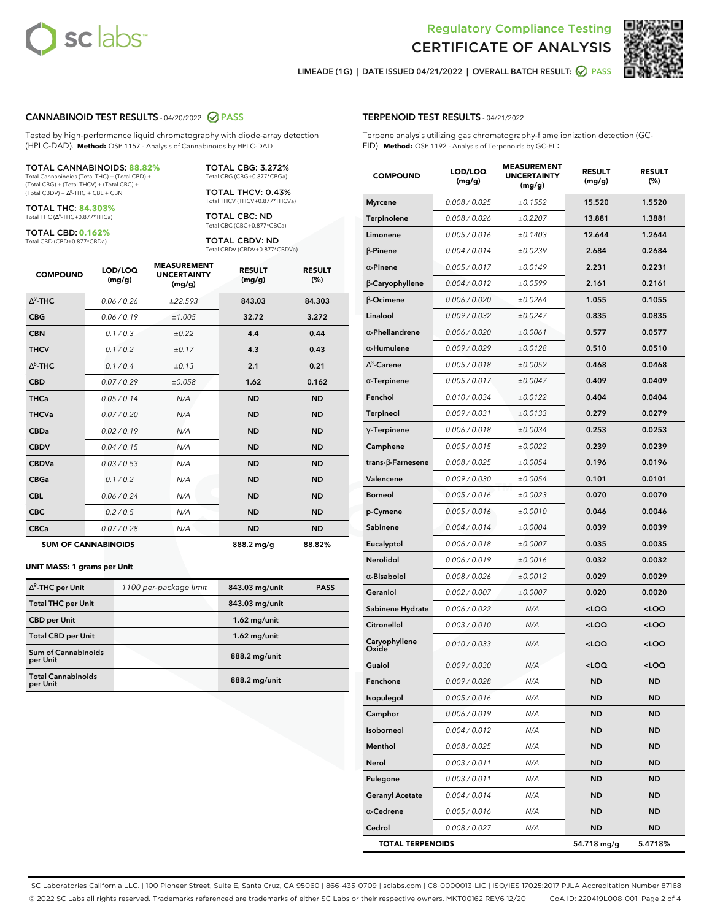# Regulatory Compliance Testing
# CERTIFICATE OF ANALYSIS

LIMEADE (1G) | DATE ISSUED 04/21/2022 | OVERALL BATCH RESULT: PASS

## CANNABINOID TEST RESULTS - 04/20/2022 PASS

Tested by high-performance liquid chromatography with diode-array detection (HPLC-DAD). **Method:** QSP 1157 - Analysis of Cannabinoids by HPLC-DAD

**TOTAL CANNABINOIDS: 88.82%**
Total Cannabinoids (Total THC) + (Total CBD) + (Total CBG) + (Total THCV) + (Total CBC) + (Total CBDV) + Δ8-THC + CBL + CBN

**TOTAL THC: 84.303%**
Total THC (Δ9-THC+0.877*THCa)

**TOTAL CBD: 0.162%**
Total CBD (CBD+0.877*CBDa)

**TOTAL CBG: 3.272%**
Total CBG (CBG+0.877*CBGa)

**TOTAL THCV: 0.43%**
Total THCV (THCV+0.877*THCVa)

**TOTAL CBC: ND**
Total CBC (CBC+0.877*CBCa)

**TOTAL CBDV: ND**
Total CBDV (CBDV+0.877*CBDVa)

| COMPOUND | LOD/LOQ (mg/g) | MEASUREMENT UNCERTAINTY (mg/g) | RESULT (mg/g) | RESULT (%) |
|---|---|---|---|---|
| Δ9-THC | 0.06 / 0.26 | ±22.593 | 843.03 | 84.303 |
| CBG | 0.06 / 0.19 | ±1.005 | 32.72 | 3.272 |
| CBN | 0.1 / 0.3 | ±0.22 | 4.4 | 0.44 |
| THCV | 0.1 / 0.2 | ±0.17 | 4.3 | 0.43 |
| Δ8-THC | 0.1 / 0.4 | ±0.13 | 2.1 | 0.21 |
| CBD | 0.07 / 0.29 | ±0.058 | 1.62 | 0.162 |
| THCa | 0.05 / 0.14 | N/A | ND | ND |
| THCVa | 0.07 / 0.20 | N/A | ND | ND |
| CBDa | 0.02 / 0.19 | N/A | ND | ND |
| CBDV | 0.04 / 0.15 | N/A | ND | ND |
| CBDVa | 0.03 / 0.53 | N/A | ND | ND |
| CBGa | 0.1 / 0.2 | N/A | ND | ND |
| CBL | 0.06 / 0.24 | N/A | ND | ND |
| CBC | 0.2 / 0.5 | N/A | ND | ND |
| CBCa | 0.07 / 0.28 | N/A | ND | ND |
| **SUM OF CANNABINOIDS** | | | 888.2 mg/g | 88.82% |

**UNIT MASS: 1 grams per Unit**

| | | | |
|---|---|---|---|
| Δ9-THC per Unit | 1100 per-package limit | 843.03 mg/unit | PASS |
| Total THC per Unit | | 843.03 mg/unit | |
| CBD per Unit | | 1.62 mg/unit | |
| Total CBD per Unit | | 1.62 mg/unit | |
| Sum of Cannabinoids per Unit | | 888.2 mg/unit | |
| Total Cannabinoids per Unit | | 888.2 mg/unit | |

## TERPENOID TEST RESULTS - 04/21/2022

Terpene analysis utilizing gas chromatography-flame ionization detection (GC-FID). **Method:** QSP 1192 - Analysis of Terpenoids by GC-FID

| COMPOUND | LOD/LOQ (mg/g) | MEASUREMENT UNCERTAINTY (mg/g) | RESULT (mg/g) | RESULT (%) |
|---|---|---|---|---|
| Myrcene | 0.008 / 0.025 | ±0.1552 | 15.520 | 1.5520 |
| Terpinolene | 0.008 / 0.026 | ±0.2207 | 13.881 | 1.3881 |
| Limonene | 0.005 / 0.016 | ±0.1403 | 12.644 | 1.2644 |
| β-Pinene | 0.004 / 0.014 | ±0.0239 | 2.684 | 0.2684 |
| α-Pinene | 0.005 / 0.017 | ±0.0149 | 2.231 | 0.2231 |
| β-Caryophyllene | 0.004 / 0.012 | ±0.0599 | 2.161 | 0.2161 |
| β-Ocimene | 0.006 / 0.020 | ±0.0264 | 1.055 | 0.1055 |
| Linalool | 0.009 / 0.032 | ±0.0247 | 0.835 | 0.0835 |
| α-Phellandrene | 0.006 / 0.020 | ±0.0061 | 0.577 | 0.0577 |
| α-Humulene | 0.009 / 0.029 | ±0.0128 | 0.510 | 0.0510 |
| Δ3-Carene | 0.005 / 0.018 | ±0.0052 | 0.468 | 0.0468 |
| α-Terpinene | 0.005 / 0.017 | ±0.0047 | 0.409 | 0.0409 |
| Fenchol | 0.010 / 0.034 | ±0.0122 | 0.404 | 0.0404 |
| Terpineol | 0.009 / 0.031 | ±0.0133 | 0.279 | 0.0279 |
| γ-Terpinene | 0.006 / 0.018 | ±0.0034 | 0.253 | 0.0253 |
| Camphene | 0.005 / 0.015 | ±0.0022 | 0.239 | 0.0239 |
| trans-β-Farnesene | 0.008 / 0.025 | ±0.0054 | 0.196 | 0.0196 |
| Valencene | 0.009 / 0.030 | ±0.0054 | 0.101 | 0.0101 |
| Borneol | 0.005 / 0.016 | ±0.0023 | 0.070 | 0.0070 |
| p-Cymene | 0.005 / 0.016 | ±0.0010 | 0.046 | 0.0046 |
| Sabinene | 0.004 / 0.014 | ±0.0004 | 0.039 | 0.0039 |
| Eucalyptol | 0.006 / 0.018 | ±0.0007 | 0.035 | 0.0035 |
| Nerolidol | 0.006 / 0.019 | ±0.0016 | 0.032 | 0.0032 |
| α-Bisabolol | 0.008 / 0.026 | ±0.0012 | 0.029 | 0.0029 |
| Geraniol | 0.002 / 0.007 | ±0.0007 | 0.020 | 0.0020 |
| Sabinene Hydrate | 0.006 / 0.022 | N/A | <LOQ | <LOQ |
| Citronellol | 0.003 / 0.010 | N/A | <LOQ | <LOQ |
| Caryophyllene Oxide | 0.010 / 0.033 | N/A | <LOQ | <LOQ |
| Guaiol | 0.009 / 0.030 | N/A | <LOQ | <LOQ |
| Fenchone | 0.009 / 0.028 | N/A | ND | ND |
| Isopulegol | 0.005 / 0.016 | N/A | ND | ND |
| Camphor | 0.006 / 0.019 | N/A | ND | ND |
| Isoborneol | 0.004 / 0.012 | N/A | ND | ND |
| Menthol | 0.008 / 0.025 | N/A | ND | ND |
| Nerol | 0.003 / 0.011 | N/A | ND | ND |
| Pulegone | 0.003 / 0.011 | N/A | ND | ND |
| Geranyl Acetate | 0.004 / 0.014 | N/A | ND | ND |
| α-Cedrene | 0.005 / 0.016 | N/A | ND | ND |
| Cedrol | 0.008 / 0.027 | N/A | ND | ND |
| **TOTAL TERPENOIDS** | | | 54.718 mg/g | 5.4718% |

SC Laboratories California LLC. | 100 Pioneer Street, Suite E, Santa Cruz, CA 95060 | 866-435-0709 | sclabs.com | C8-0000013-LIC | ISO/IES 17025:2017 PJLA Accreditation Number 87168
© 2022 SC Labs all rights reserved. Trademarks referenced are trademarks of either SC Labs or their respective owners. MKT00162 REV6 12/20 CoA ID: 220419L008-001